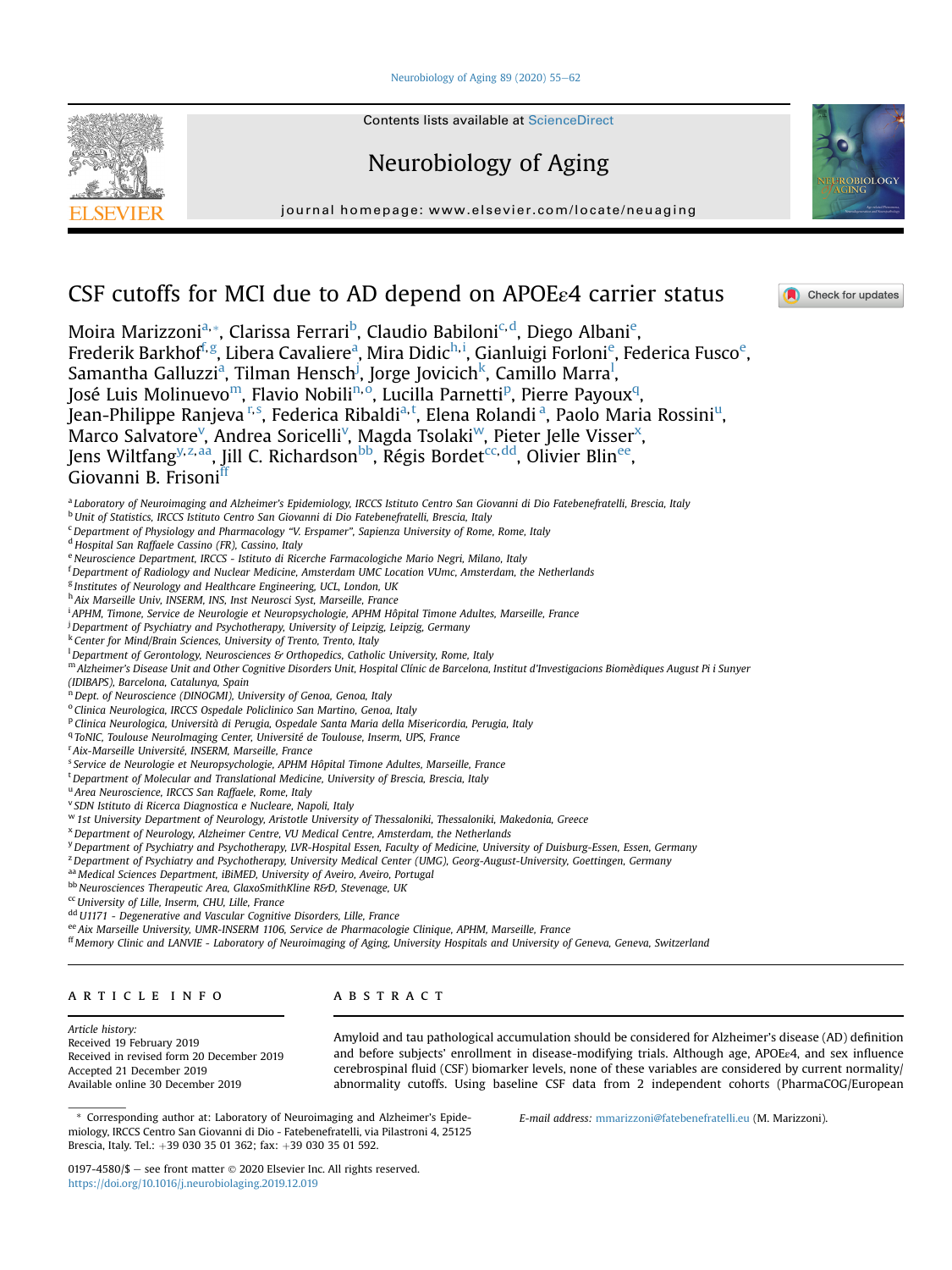# CSF cutoffs for MCI due to AD depend on APOEε4 carrier status

Moira Marizzoni[a,*], Clarissa Ferrari[b], Claudio Babiloni[c,d], Diego Albani[e], Frederik Barkhof[f,g], Libera Cavaliere[a], Mira Didic[h,i], Gianluigi Forloni[e], Federica Fusco[e], Samantha Galluzzi[a], Tilman Hensch[j], Jorge Jovicich[k], Camillo Marra[l], José Luis Molinuevo[m], Flavio Nobili[n,o], Lucilla Parnetti[p], Pierre Payoux[q], Jean-Philippe Ranjeva[r,s], Federica Ribaldi[a,t], Elena Rolandi[a], Paolo Maria Rossini[u], Marco Salvatore[v], Andrea Soricelli[v], Magda Tsolaki[w], Pieter Jelle Visser[x], Jens Wiltfang[y,z,aa], Jill C. Richardson[bb], Régis Bordet[cc,dd], Olivier Blin[ee], Giovanni B. Frisoni[ff]

[a] Laboratory of Neuroimaging and Alzheimer's Epidemiology, IRCCS Istituto Centro San Giovanni di Dio Fatebenefratelli, Brescia, Italy
[b] Unit of Statistics, IRCCS Istituto Centro San Giovanni di Dio Fatebenefratelli, Brescia, Italy
[c] Department of Physiology and Pharmacology "V. Erspamer", Sapienza University of Rome, Rome, Italy
[d] Hospital San Raffaele Cassino (FR), Cassino, Italy
[e] Neuroscience Department, IRCCS - Istituto di Ricerche Farmacologiche Mario Negri, Milano, Italy
[f] Department of Radiology and Nuclear Medicine, Amsterdam UMC Location VUmc, Amsterdam, the Netherlands
[g] Institutes of Neurology and Healthcare Engineering, UCL, London, UK
[h] Aix Marseille Univ, INSERM, INS, Inst Neurosci Syst, Marseille, France
[i] APHM, Timone, Service de Neurologie et Neuropsychologie, APHM Hôpital Timone Adultes, Marseille, France
[j] Department of Psychiatry and Psychotherapy, University of Leipzig, Leipzig, Germany
[k] Center for Mind/Brain Sciences, University of Trento, Trento, Italy
[l] Department of Gerontology, Neurosciences & Orthopedics, Catholic University, Rome, Italy
[m] Alzheimer's Disease Unit and Other Cognitive Disorders Unit, Hospital Clínic de Barcelona, Institut d'Investigacions Biomèdiques August Pi i Sunyer (IDIBAPS), Barcelona, Catalunya, Spain
[n] Dept. of Neuroscience (DINOGMI), University of Genoa, Genoa, Italy
[o] Clinica Neurologica, IRCCS Ospedale Policlinico San Martino, Genoa, Italy
[p] Clinica Neurologica, Università di Perugia, Ospedale Santa Maria della Misericordia, Perugia, Italy
[q] ToNIC, Toulouse NeuroImaging Center, Université de Toulouse, Inserm, UPS, France
[r] Aix-Marseille Université, INSERM, Marseille, France
[s] Service de Neurologie et Neuropsychologie, APHM Hôpital Timone Adultes, Marseille, France
[t] Department of Molecular and Translational Medicine, University of Brescia, Brescia, Italy
[u] Area Neuroscience, IRCCS San Raffaele, Rome, Italy
[v] SDN Istituto di Ricerca Diagnostica e Nucleare, Napoli, Italy
[w] 1st University Department of Neurology, Aristotle University of Thessaloniki, Thessaloniki, Makedonia, Greece
[x] Department of Neurology, Alzheimer Centre, VU Medical Centre, Amsterdam, the Netherlands
[y] Department of Psychiatry and Psychotherapy, LVR-Hospital Essen, Faculty of Medicine, University of Duisburg-Essen, Essen, Germany
[z] Department of Psychiatry and Psychotherapy, University Medical Center (UMG), Georg-August-University, Goettingen, Germany
[aa] Medical Sciences Department, iBiMED, University of Aveiro, Aveiro, Portugal
[bb] Neurosciences Therapeutic Area, GlaxoSmithKline R&D, Stevenage, UK
[cc] University of Lille, Inserm, CHU, Lille, France
[dd] U1171 - Degenerative and Vascular Cognitive Disorders, Lille, France
[ee] Aix Marseille University, UMR-INSERM 1106, Service de Pharmacologie Clinique, APHM, Marseille, France
[ff] Memory Clinic and LANVIE - Laboratory of Neuroimaging of Aging, University Hospitals and University of Geneva, Geneva, Switzerland

## ARTICLE INFO

*Article history:*
Received 19 February 2019
Received in revised form 20 December 2019
Accepted 21 December 2019
Available online 30 December 2019

## ABSTRACT

Amyloid and tau pathological accumulation should be considered for Alzheimer's disease (AD) definition and before subjects' enrollment in disease-modifying trials. Although age, APOEε4, and sex influence cerebrospinal fluid (CSF) biomarker levels, none of these variables are considered by current normality/abnormality cutoffs. Using baseline CSF data from 2 independent cohorts (PharmaCOG/European

\* Corresponding author at: Laboratory of Neuroimaging and Alzheimer's Epidemiology, IRCCS Centro San Giovanni di Dio - Fatebenefratelli, via Pilastroni 4, 25125 Brescia, Italy. Tel.: +39 030 35 01 362; fax: +39 030 35 01 592.

*E-mail address:* mmarizzoni@fatebenefratelli.eu (M. Marizzoni).

0197-4580/$ – see front matter © 2020 Elsevier Inc. All rights reserved.
https://doi.org/10.1016/j.neurobiolaging.2019.12.019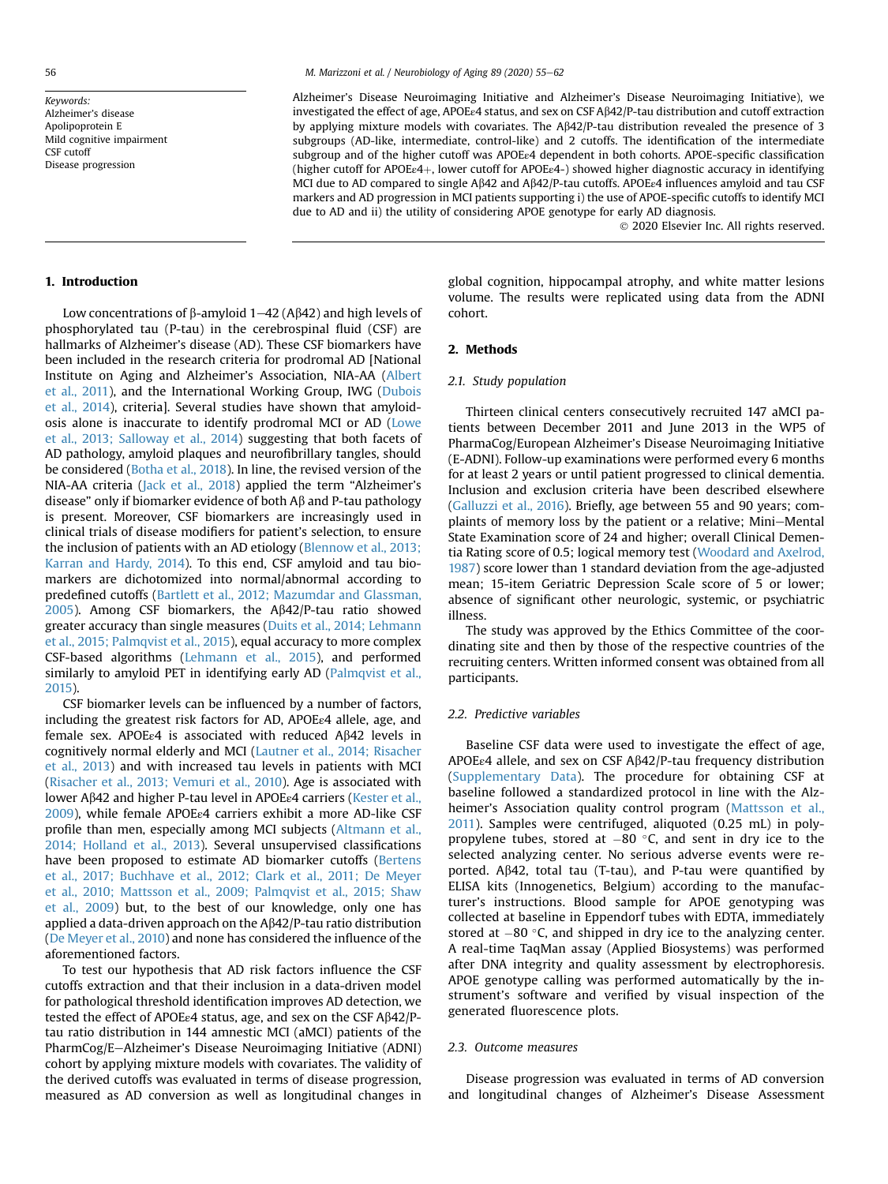Keywords:
Alzheimer's disease
Apolipoprotein E
Mild cognitive impairment
CSF cutoff
Disease progression

Alzheimer's Disease Neuroimaging Initiative and Alzheimer's Disease Neuroimaging Initiative), we investigated the effect of age, APOEε4 status, and sex on CSF Aβ42/P-tau distribution and cutoff extraction by applying mixture models with covariates. The Aβ42/P-tau distribution revealed the presence of 3 subgroups (AD-like, intermediate, control-like) and 2 cutoffs. The identification of the intermediate subgroup and of the higher cutoff was APOEε4 dependent in both cohorts. APOE-specific classification (higher cutoff for APOEε4+, lower cutoff for APOEε4-) showed higher diagnostic accuracy in identifying MCI due to AD compared to single Aβ42 and Aβ42/P-tau cutoffs. APOEε4 influences amyloid and tau CSF markers and AD progression in MCI patients supporting i) the use of APOE-specific cutoffs to identify MCI due to AD and ii) the utility of considering APOE genotype for early AD diagnosis.

© 2020 Elsevier Inc. All rights reserved.

## 1. Introduction

Low concentrations of β-amyloid 1–42 (Aβ42) and high levels of phosphorylated tau (P-tau) in the cerebrospinal fluid (CSF) are hallmarks of Alzheimer's disease (AD). These CSF biomarkers have been included in the research criteria for prodromal AD [National Institute on Aging and Alzheimer's Association, NIA-AA (Albert et al., 2011), and the International Working Group, IWG (Dubois et al., 2014), criteria]. Several studies have shown that amyloidosis alone is inaccurate to identify prodromal MCI or AD (Lowe et al., 2013; Salloway et al., 2014) suggesting that both facets of AD pathology, amyloid plaques and neurofibrillary tangles, should be considered (Botha et al., 2018). In line, the revised version of the NIA-AA criteria (Jack et al., 2018) applied the term "Alzheimer's disease" only if biomarker evidence of both Aβ and P-tau pathology is present. Moreover, CSF biomarkers are increasingly used in clinical trials of disease modifiers for patient's selection, to ensure the inclusion of patients with an AD etiology (Blennow et al., 2013; Karran and Hardy, 2014). To this end, CSF amyloid and tau biomarkers are dichotomized into normal/abnormal according to predefined cutoffs (Bartlett et al., 2012; Mazumdar and Glassman, 2005). Among CSF biomarkers, the Aβ42/P-tau ratio showed greater accuracy than single measures (Duits et al., 2014; Lehmann et al., 2015; Palmqvist et al., 2015), equal accuracy to more complex CSF-based algorithms (Lehmann et al., 2015), and performed similarly to amyloid PET in identifying early AD (Palmqvist et al., 2015).

CSF biomarker levels can be influenced by a number of factors, including the greatest risk factors for AD, APOEε4 allele, age, and female sex. APOEε4 is associated with reduced Aβ42 levels in cognitively normal elderly and MCI (Lautner et al., 2014; Risacher et al., 2013) and with increased tau levels in patients with MCI (Risacher et al., 2013; Vemuri et al., 2010). Age is associated with lower Aβ42 and higher P-tau level in APOEε4 carriers (Kester et al., 2009), while female APOEε4 carriers exhibit a more AD-like CSF profile than men, especially among MCI subjects (Altmann et al., 2014; Holland et al., 2013). Several unsupervised classifications have been proposed to estimate AD biomarker cutoffs (Bertens et al., 2017; Buchhave et al., 2012; Clark et al., 2011; De Meyer et al., 2010; Mattsson et al., 2009; Palmqvist et al., 2015; Shaw et al., 2009) but, to the best of our knowledge, only one has applied a data-driven approach on the Aβ42/P-tau ratio distribution (De Meyer et al., 2010) and none has considered the influence of the aforementioned factors.

To test our hypothesis that AD risk factors influence the CSF cutoffs extraction and that their inclusion in a data-driven model for pathological threshold identification improves AD detection, we tested the effect of APOEε4 status, age, and sex on the CSF Aβ42/P-tau ratio distribution in 144 amnestic MCI (aMCI) patients of the PharmCog/E–Alzheimer's Disease Neuroimaging Initiative (ADNI) cohort by applying mixture models with covariates. The validity of the derived cutoffs was evaluated in terms of disease progression, measured as AD conversion as well as longitudinal changes in global cognition, hippocampal atrophy, and white matter lesions volume. The results were replicated using data from the ADNI cohort.

## 2. Methods

### 2.1. Study population

Thirteen clinical centers consecutively recruited 147 aMCI patients between December 2011 and June 2013 in the WP5 of PharmaCog/European Alzheimer's Disease Neuroimaging Initiative (E-ADNI). Follow-up examinations were performed every 6 months for at least 2 years or until patient progressed to clinical dementia. Inclusion and exclusion criteria have been described elsewhere (Galluzzi et al., 2016). Briefly, age between 55 and 90 years; complaints of memory loss by the patient or a relative; Mini–Mental State Examination score of 24 and higher; overall Clinical Dementia Rating score of 0.5; logical memory test (Woodard and Axelrod, 1987) score lower than 1 standard deviation from the age-adjusted mean; 15-item Geriatric Depression Scale score of 5 or lower; absence of significant other neurologic, systemic, or psychiatric illness.

The study was approved by the Ethics Committee of the coordinating site and then by those of the respective countries of the recruiting centers. Written informed consent was obtained from all participants.

### 2.2. Predictive variables

Baseline CSF data were used to investigate the effect of age, APOEε4 allele, and sex on CSF Aβ42/P-tau frequency distribution (Supplementary Data). The procedure for obtaining CSF at baseline followed a standardized protocol in line with the Alzheimer's Association quality control program (Mattsson et al., 2011). Samples were centrifuged, aliquoted (0.25 mL) in polypropylene tubes, stored at −80 °C, and sent in dry ice to the selected analyzing center. No serious adverse events were reported. Aβ42, total tau (T-tau), and P-tau were quantified by ELISA kits (Innogenetics, Belgium) according to the manufacturer's instructions. Blood sample for APOE genotyping was collected at baseline in Eppendorf tubes with EDTA, immediately stored at −80 °C, and shipped in dry ice to the analyzing center. A real-time TaqMan assay (Applied Biosystems) was performed after DNA integrity and quality assessment by electrophoresis. APOE genotype calling was performed automatically by the instrument's software and verified by visual inspection of the generated fluorescence plots.

### 2.3. Outcome measures

Disease progression was evaluated in terms of AD conversion and longitudinal changes of Alzheimer's Disease Assessment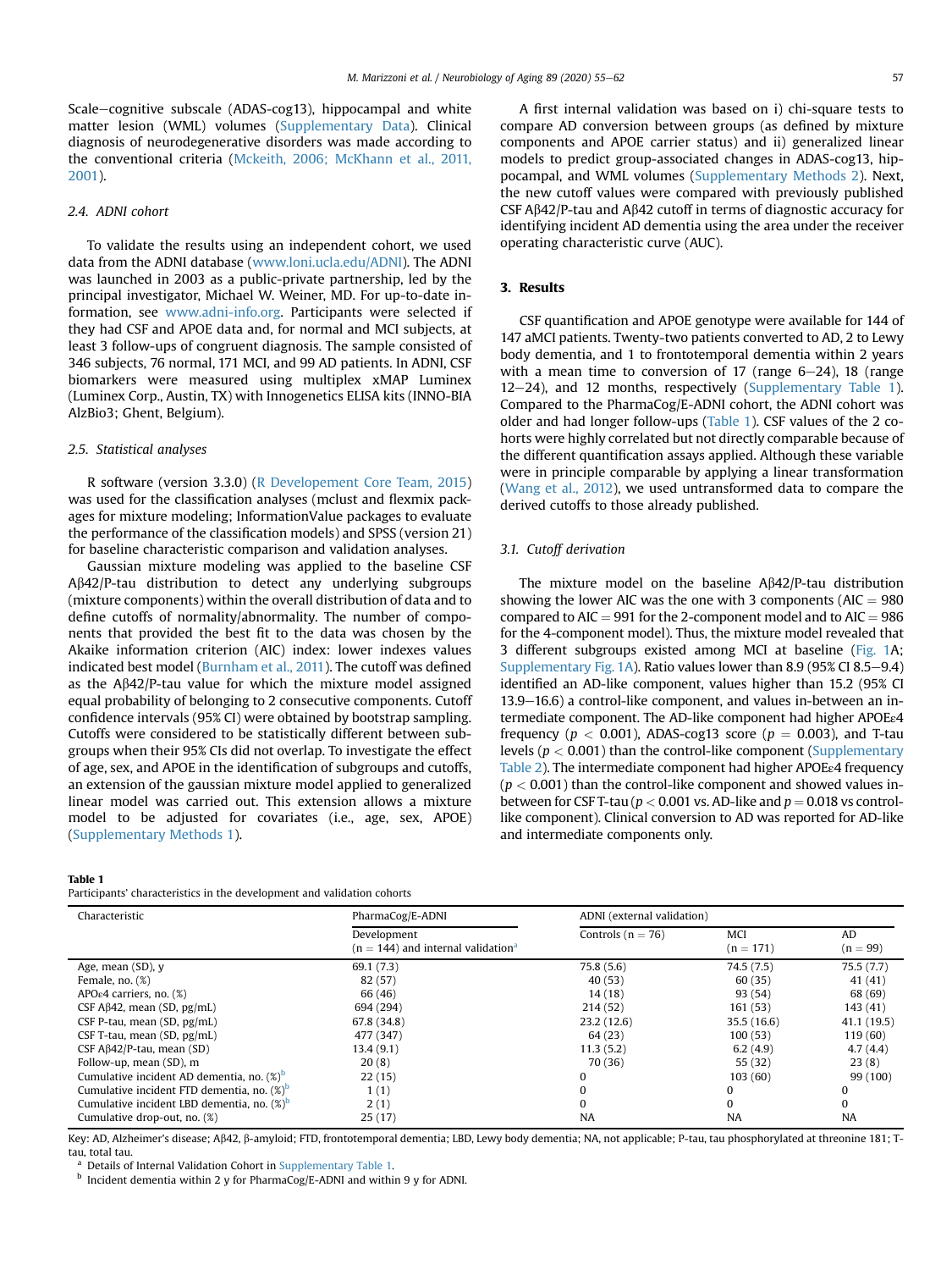Scale—cognitive subscale (ADAS-cog13), hippocampal and white matter lesion (WML) volumes (Supplementary Data). Clinical diagnosis of neurodegenerative disorders was made according to the conventional criteria (Mckeith, 2006; McKhann et al., 2011, 2001).

### 2.4. ADNI cohort

To validate the results using an independent cohort, we used data from the ADNI database (www.loni.ucla.edu/ADNI). The ADNI was launched in 2003 as a public-private partnership, led by the principal investigator, Michael W. Weiner, MD. For up-to-date information, see www.adni-info.org. Participants were selected if they had CSF and APOE data and, for normal and MCI subjects, at least 3 follow-ups of congruent diagnosis. The sample consisted of 346 subjects, 76 normal, 171 MCI, and 99 AD patients. In ADNI, CSF biomarkers were measured using multiplex xMAP Luminex (Luminex Corp., Austin, TX) with Innogenetics ELISA kits (INNO-BIA AlzBio3; Ghent, Belgium).

### 2.5. Statistical analyses

R software (version 3.3.0) (R Developement Core Team, 2015) was used for the classification analyses (mclust and flexmix packages for mixture modeling; InformationValue packages to evaluate the performance of the classification models) and SPSS (version 21) for baseline characteristic comparison and validation analyses.

Gaussian mixture modeling was applied to the baseline CSF Aβ42/P-tau distribution to detect any underlying subgroups (mixture components) within the overall distribution of data and to define cutoffs of normality/abnormality. The number of components that provided the best fit to the data was chosen by the Akaike information criterion (AIC) index: lower indexes values indicated best model (Burnham et al., 2011). The cutoff was defined as the Aβ42/P-tau value for which the mixture model assigned equal probability of belonging to 2 consecutive components. Cutoff confidence intervals (95% CI) were obtained by bootstrap sampling. Cutoffs were considered to be statistically different between subgroups when their 95% CIs did not overlap. To investigate the effect of age, sex, and APOE in the identification of subgroups and cutoffs, an extension of the gaussian mixture model applied to generalized linear model was carried out. This extension allows a mixture model to be adjusted for covariates (i.e., age, sex, APOE) (Supplementary Methods 1).

A first internal validation was based on i) chi-square tests to compare AD conversion between groups (as defined by mixture components and APOE carrier status) and ii) generalized linear models to predict group-associated changes in ADAS-cog13, hippocampal, and WML volumes (Supplementary Methods 2). Next, the new cutoff values were compared with previously published CSF Aβ42/P-tau and Aβ42 cutoff in terms of diagnostic accuracy for identifying incident AD dementia using the area under the receiver operating characteristic curve (AUC).

## 3. Results

CSF quantification and APOE genotype were available for 144 of 147 aMCI patients. Twenty-two patients converted to AD, 2 to Lewy body dementia, and 1 to frontotemporal dementia within 2 years with a mean time to conversion of 17 (range 6—24), 18 (range 12—24), and 12 months, respectively (Supplementary Table 1). Compared to the PharmaCog/E-ADNI cohort, the ADNI cohort was older and had longer follow-ups (Table 1). CSF values of the 2 cohorts were highly correlated but not directly comparable because of the different quantification assays applied. Although these variable were in principle comparable by applying a linear transformation (Wang et al., 2012), we used untransformed data to compare the derived cutoffs to those already published.

### 3.1. Cutoff derivation

The mixture model on the baseline Aβ42/P-tau distribution showing the lower AIC was the one with 3 components (AIC = 980 compared to AIC = 991 for the 2-component model and to AIC = 986 for the 4-component model). Thus, the mixture model revealed that 3 different subgroups existed among MCI at baseline (Fig. 1A; Supplementary Fig. 1A). Ratio values lower than 8.9 (95% CI 8.5—9.4) identified an AD-like component, values higher than 15.2 (95% CI 13.9—16.6) a control-like component, and values in-between an intermediate component. The AD-like component had higher APOEε4 frequency ($p < 0.001$), ADAS-cog13 score ($p = 0.003$), and T-tau levels ($p < 0.001$) than the control-like component (Supplementary Table 2). The intermediate component had higher APOEε4 frequency ($p < 0.001$) than the control-like component and showed values in-between for CSF T-tau ($p < 0.001$ vs. AD-like and $p = 0.018$ vs control-like component). Clinical conversion to AD was reported for AD-like and intermediate components only.

**Table 1**
Participants' characteristics in the development and validation cohorts

| Characteristic | PharmaCog/E-ADNI | ADNI (external validation) | | |
|---|---|---|---|---|
| | Development (n = 144) and internal validation[a] | Controls (n = 76) | MCI (n = 171) | AD (n = 99) |
| Age, mean (SD), y | 69.1 (7.3) | 75.8 (5.6) | 74.5 (7.5) | 75.5 (7.7) |
| Female, no. (%) | 82 (57) | 40 (53) | 60 (35) | 41 (41) |
| APOε4 carriers, no. (%) | 66 (46) | 14 (18) | 93 (54) | 68 (69) |
| CSF Aβ42, mean (SD, pg/mL) | 694 (294) | 214 (52) | 161 (53) | 143 (41) |
| CSF P-tau, mean (SD, pg/mL) | 67.8 (34.8) | 23.2 (12.6) | 35.5 (16.6) | 41.1 (19.5) |
| CSF T-tau, mean (SD, pg/mL) | 477 (347) | 64 (23) | 100 (53) | 119 (60) |
| CSF Aβ42/P-tau, mean (SD) | 13.4 (9.1) | 11.3 (5.2) | 6.2 (4.9) | 4.7 (4.4) |
| Follow-up, mean (SD), m | 20 (8) | 70 (36) | 55 (32) | 23 (8) |
| Cumulative incident AD dementia, no. (%)[b] | 22 (15) | 0 | 103 (60) | 99 (100) |
| Cumulative incident FTD dementia, no. (%)[b] | 1 (1) | 0 | 0 | 0 |
| Cumulative incident LBD dementia, no. (%)[b] | 2 (1) | 0 | 0 | 0 |
| Cumulative drop-out, no. (%) | 25 (17) | NA | NA | NA |

Key: AD, Alzheimer's disease; Aβ42, β-amyloid; FTD, frontotemporal dementia; LBD, Lewy body dementia; NA, not applicable; P-tau, tau phosphorylated at threonine 181; T-tau, total tau.

[a] Details of Internal Validation Cohort in Supplementary Table 1.

[b] Incident dementia within 2 y for PharmaCog/E-ADNI and within 9 y for ADNI.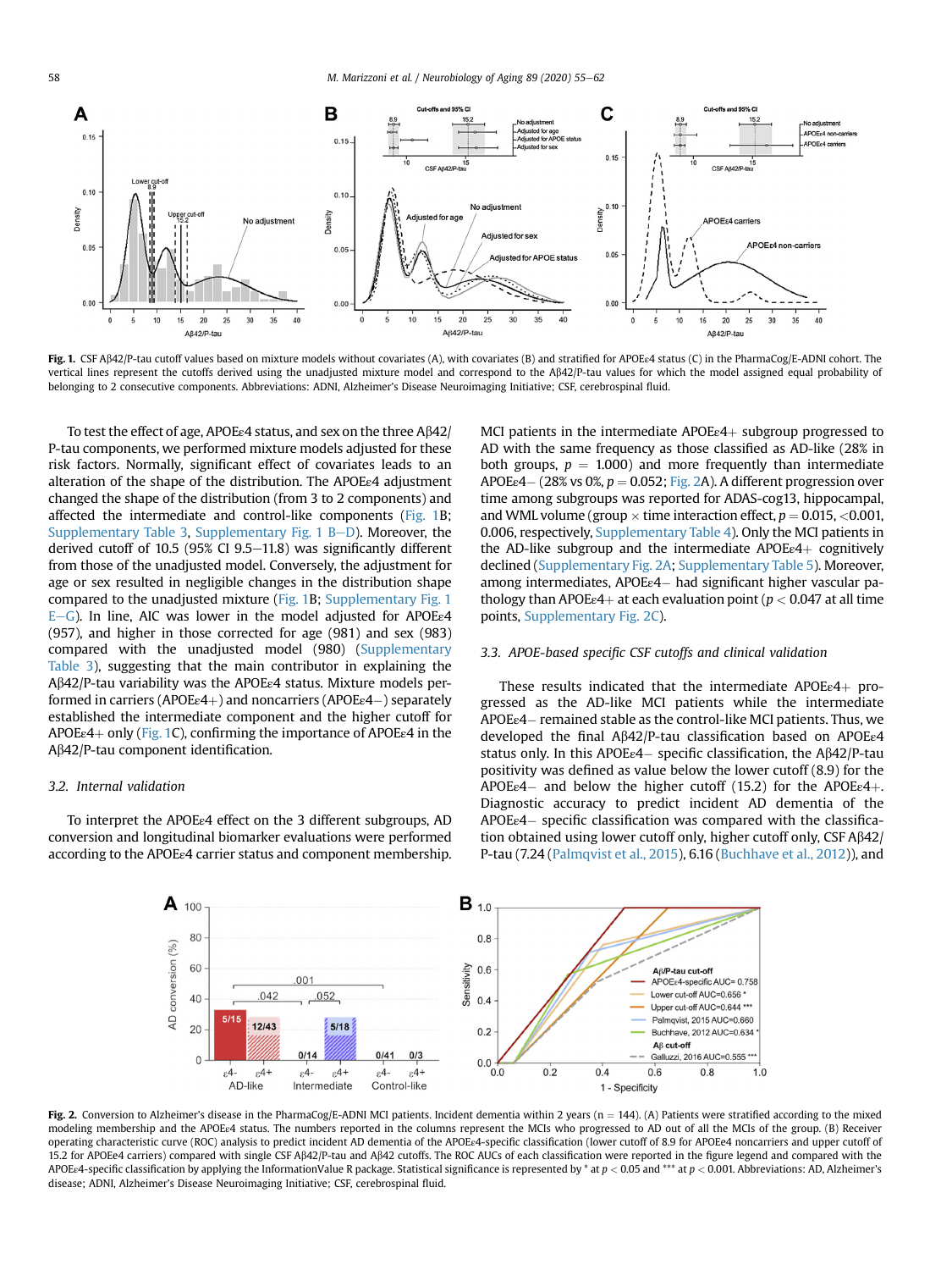**Fig. 1.** CSF Aβ42/P-tau cutoff values based on mixture models without covariates (A), with covariates (B) and stratified for APOEε4 status (C) in the PharmaCog/E-ADNI cohort. The vertical lines represent the cutoffs derived using the unadjusted mixture model and correspond to the Aβ42/P-tau values for which the model assigned equal probability of belonging to 2 consecutive components. Abbreviations: ADNI, Alzheimer's Disease Neuroimaging Initiative; CSF, cerebrospinal fluid.

To test the effect of age, APOEε4 status, and sex on the three Aβ42/P-tau components, we performed mixture models adjusted for these risk factors. Normally, significant effect of covariates leads to an alteration of the shape of the distribution. The APOEε4 adjustment changed the shape of the distribution (from 3 to 2 components) and affected the intermediate and control-like components (Fig. 1B; Supplementary Table 3, Supplementary Fig. 1 B–D). Moreover, the derived cutoff of 10.5 (95% CI 9.5–11.8) was significantly different from those of the unadjusted model. Conversely, the adjustment for age or sex resulted in negligible changes in the distribution shape compared to the unadjusted mixture (Fig. 1B; Supplementary Fig. 1 E–G). In line, AIC was lower in the model adjusted for APOEε4 (957), and higher in those corrected for age (981) and sex (983) compared with the unadjusted model (980) (Supplementary Table 3), suggesting that the main contributor in explaining the Aβ42/P-tau variability was the APOEε4 status. Mixture models performed in carriers (APOEε4+) and noncarriers (APOEε4−) separately established the intermediate component and the higher cutoff for APOEε4+ only (Fig. 1C), confirming the importance of APOEε4 in the Aβ42/P-tau component identification.

### 3.2. Internal validation

To interpret the APOEε4 effect on the 3 different subgroups, AD conversion and longitudinal biomarker evaluations were performed according to the APOEε4 carrier status and component membership. MCI patients in the intermediate APOEε4+ subgroup progressed to AD with the same frequency as those classified as AD-like (28% in both groups, $p = 1.000$) and more frequently than intermediate APOEε4− (28% vs 0%, $p = 0.052$; Fig. 2A). A different progression over time among subgroups was reported for ADAS-cog13, hippocampal, and WML volume (group × time interaction effect, $p = 0.015$, $<0.001$, 0.006, respectively, Supplementary Table 4). Only the MCI patients in the AD-like subgroup and the intermediate APOEε4+ cognitively declined (Supplementary Fig. 2A; Supplementary Table 5). Moreover, among intermediates, APOEε4− had significant higher vascular pathology than APOEε4+ at each evaluation point ($p < 0.047$ at all time points, Supplementary Fig. 2C).

### 3.3. APOE-based specific CSF cutoffs and clinical validation

These results indicated that the intermediate APOEε4+ progressed as the AD-like MCI patients while the intermediate APOEε4− remained stable as the control-like MCI patients. Thus, we developed the final Aβ42/P-tau classification based on APOEε4 status only. In this APOEε4− specific classification, the Aβ42/P-tau positivity was defined as value below the lower cutoff (8.9) for the APOEε4− and below the higher cutoff (15.2) for the APOEε4+. Diagnostic accuracy to predict incident AD dementia of the APOEε4− specific classification was compared with the classification obtained using lower cutoff only, higher cutoff only, CSF Aβ42/P-tau (7.24 (Palmqvist et al., 2015), 6.16 (Buchhave et al., 2012)), and

**Fig. 2.** Conversion to Alzheimer's disease in the PharmaCog/E-ADNI MCI patients. Incident dementia within 2 years (n = 144). (A) Patients were stratified according to the mixed modeling membership and the APOEε4 status. The numbers reported in the columns represent the MCIs who progressed to AD out of all the MCIs of the group. (B) Receiver operating characteristic curve (ROC) analysis to predict incident AD dementia of the APOEε4-specific classification (lower cutoff of 8.9 for APOEε4 noncarriers and upper cutoff of 15.2 for APOEε4 carriers) compared with single CSF Aβ42/P-tau and Aβ42 cutoffs. The ROC AUCs of each classification were reported in the figure legend and compared with the APOEε4-specific classification by applying the InformationValue R package. Statistical significance is represented by * at $p < 0.05$ and *** at $p < 0.001$. Abbreviations: AD, Alzheimer's disease; ADNI, Alzheimer's Disease Neuroimaging Initiative; CSF, cerebrospinal fluid.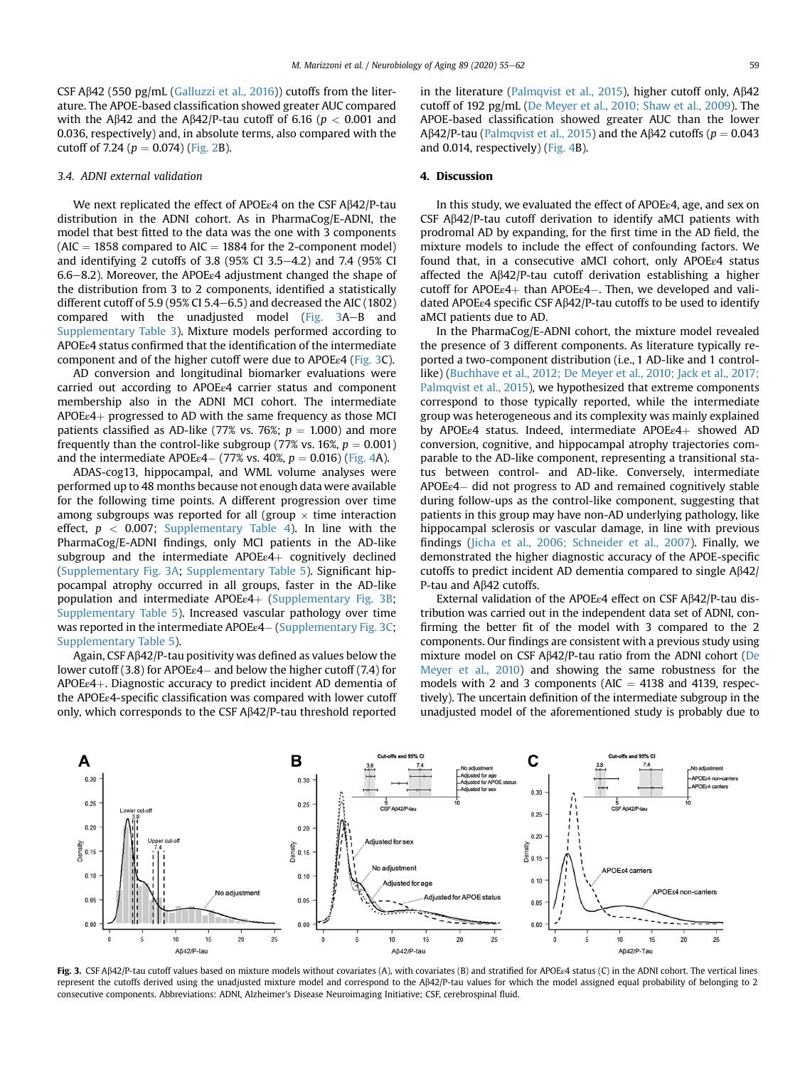CSF Aβ42 (550 pg/mL (Galluzzi et al., 2016)) cutoffs from the literature. The APOE-based classification showed greater AUC compared with the Aβ42 and the Aβ42/P-tau cutoff of 6.16 ($p < 0.001$ and 0.036, respectively) and, in absolute terms, also compared with the cutoff of 7.24 ($p = 0.074$) (Fig. 2B).

### 3.4. ADNI external validation

We next replicated the effect of APOEε4 on the CSF Aβ42/P-tau distribution in the ADNI cohort. As in PharmaCog/E-ADNI, the model that best fitted to the data was the one with 3 components (AIC = 1858 compared to AIC = 1884 for the 2-component model) and identifying 2 cutoffs of 3.8 (95% CI 3.5–4.2) and 7.4 (95% CI 6.6–8.2). Moreover, the APOEε4 adjustment changed the shape of the distribution from 3 to 2 components, identified a statistically different cutoff of 5.9 (95% CI 5.4–6.5) and decreased the AIC (1802) compared with the unadjusted model (Fig. 3A–B and Supplementary Table 3). Mixture models performed according to APOEε4 status confirmed that the identification of the intermediate component and of the higher cutoff were due to APOEε4 (Fig. 3C).

AD conversion and longitudinal biomarker evaluations were carried out according to APOEε4 carrier status and component membership also in the ADNI MCI cohort. The intermediate APOEε4+ progressed to AD with the same frequency as those MCI patients classified as AD-like (77% vs. 76%; $p = 1.000$) and more frequently than the control-like subgroup (77% vs. 16%, $p = 0.001$) and the intermediate APOEε4− (77% vs. 40%, $p = 0.016$) (Fig. 4A).

ADAS-cog13, hippocampal, and WML volume analyses were performed up to 48 months because not enough data were available for the following time points. A different progression over time among subgroups was reported for all (group × time interaction effect, $p < 0.007$; Supplementary Table 4). In line with the PharmaCog/E-ADNI findings, only MCI patients in the AD-like subgroup and the intermediate APOEε4+ cognitively declined (Supplementary Fig. 3A; Supplementary Table 5). Significant hippocampal atrophy occurred in all groups, faster in the AD-like population and intermediate APOEε4+ (Supplementary Fig. 3B; Supplementary Table 5). Increased vascular pathology over time was reported in the intermediate APOEε4− (Supplementary Fig. 3C; Supplementary Table 5).

Again, CSF Aβ42/P-tau positivity was defined as values below the lower cutoff (3.8) for APOEε4− and below the higher cutoff (7.4) for APOEε4+. Diagnostic accuracy to predict incident AD dementia of the APOEε4-specific classification was compared with lower cutoff only, which corresponds to the CSF Aβ42/P-tau threshold reported in the literature (Palmqvist et al., 2015), higher cutoff only, Aβ42 cutoff of 192 pg/mL (De Meyer et al., 2010; Shaw et al., 2009). The APOE-based classification showed greater AUC than the lower Aβ42/P-tau (Palmqvist et al., 2015) and the Aβ42 cutoffs ($p = 0.043$ and 0.014, respectively) (Fig. 4B).

## 4. Discussion

In this study, we evaluated the effect of APOEε4, age, and sex on CSF Aβ42/P-tau cutoff derivation to identify aMCI patients with prodromal AD by expanding, for the first time in the AD field, the mixture models to include the effect of confounding factors. We found that, in a consecutive aMCI cohort, only APOEε4 status affected the Aβ42/P-tau cutoff derivation establishing a higher cutoff for APOEε4+ than APOEε4−. Then, we developed and validated APOEε4 specific CSF Aβ42/P-tau cutoffs to be used to identify aMCI patients due to AD.

In the PharmaCog/E-ADNI cohort, the mixture model revealed the presence of 3 different components. As literature typically reported a two-component distribution (i.e., 1 AD-like and 1 control-like) (Buchhave et al., 2012; De Meyer et al., 2010; Jack et al., 2017; Palmqvist et al., 2015), we hypothesized that extreme components correspond to those typically reported, while the intermediate group was heterogeneous and its complexity was mainly explained by APOEε4 status. Indeed, intermediate APOEε4+ showed AD conversion, cognitive, and hippocampal atrophy trajectories comparable to the AD-like component, representing a transitional status between control- and AD-like. Conversely, intermediate APOEε4− did not progress to AD and remained cognitively stable during follow-ups as the control-like component, suggesting that patients in this group may have non-AD underlying pathology, like hippocampal sclerosis or vascular damage, in line with previous findings (Jicha et al., 2006; Schneider et al., 2007). Finally, we demonstrated the higher diagnostic accuracy of the APOE-specific cutoffs to predict incident AD dementia compared to single Aβ42/P-tau and Aβ42 cutoffs.

External validation of the APOEε4 effect on CSF Aβ42/P-tau distribution was carried out in the independent data set of ADNI, confirming the better fit of the model with 3 compared to the 2 components. Our findings are consistent with a previous study using mixture model on CSF Aβ42/P-tau ratio from the ADNI cohort (De Meyer et al., 2010) and showing the same robustness for the models with 2 and 3 components (AIC = 4138 and 4139, respectively). The uncertain definition of the intermediate subgroup in the unadjusted model of the aforementioned study is probably due to

**Fig. 3.** CSF Aβ42/P-tau cutoff values based on mixture models without covariates (A), with covariates (B) and stratified for APOEε4 status (C) in the ADNI cohort. The vertical lines represent the cutoffs derived using the unadjusted mixture model and correspond to the Aβ42/P-tau values for which the model assigned equal probability of belonging to 2 consecutive components. Abbreviations: ADNI, Alzheimer's Disease Neuroimaging Initiative; CSF, cerebrospinal fluid.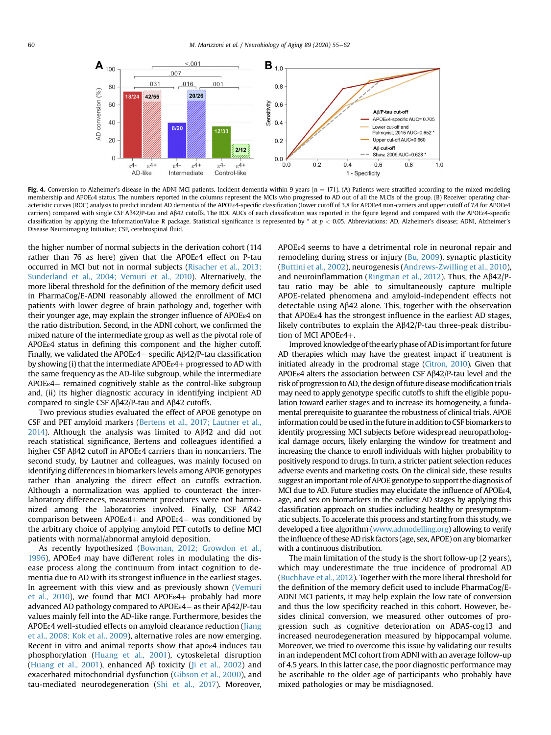Fig. 4. Conversion to Alzheimer's disease in the ADNI MCI patients. Incident dementia within 9 years (n = 171). (A) Patients were stratified according to the mixed modeling membership and APOEε4 status. The numbers reported in the columns represent the MCIs who progressed to AD out of all the M.CIs of the group. (B) Receiver operating characteristic curves (ROC) analysis to predict incident AD dementia of the APOEε4-specific classification (lower cutoff of 3.8 for APOEε4 non-carriers and upper cutoff of 7.4 for APOEε4 carriers) compared with single CSF Aβ42/P-tau and Aβ42 cutoffs. The ROC AUCs of each classification was reported in the figure legend and compared with the APOEε4-specific classification by applying the InformationValue R package. Statistical significance is represented by * at $p < 0.05$. Abbreviations: AD, Alzheimer's disease; ADNI, Alzheimer's Disease Neuroimaging Initiative; CSF, cerebrospinal fluid.

the higher number of normal subjects in the derivation cohort (114 rather than 76 as here) given that the APOEε4 effect on P-tau occurred in MCI but not in normal subjects (Risacher et al., 2013; Sunderland et al., 2004; Vemuri et al., 2010). Alternatively, the more liberal threshold for the definition of the memory deficit used in PharmaCog/E-ADNI reasonably allowed the enrollment of MCI patients with lower degree of brain pathology and, together with their younger age, may explain the stronger influence of APOEε4 on the ratio distribution. Second, in the ADNI cohort, we confirmed the mixed nature of the intermediate group as well as the pivotal role of APOEε4 status in defining this component and the higher cutoff. Finally, we validated the APOEε4− specific Aβ42/P-tau classification by showing (i) that the intermediate APOEε4+ progressed to AD with the same frequency as the AD-like subgroup, while the intermediate APOEε4− remained cognitively stable as the control-like subgroup and, (ii) its higher diagnostic accuracy in identifying incipient AD compared to single CSF Aβ42/P-tau and Aβ42 cutoffs.

Two previous studies evaluated the effect of APOE genotype on CSF and PET amyloid markers (Bertens et al., 2017; Lautner et al., 2014). Although the analysis was limited to Aβ42 and did not reach statistical significance, Bertens and colleagues identified a higher CSF Aβ42 cutoff in APOEε4 carriers than in noncarriers. The second study, by Lautner and colleagues, was mainly focused on identifying differences in biomarkers levels among APOE genotypes rather than analyzing the direct effect on cutoffs extraction. Although a normalization was applied to counteract the inter-laboratory differences, measurement procedures were not harmonized among the laboratories involved. Finally, CSF Aß42 comparison between APOEε4+ and APOEε4− was conditioned by the arbitrary choice of applying amyloid PET cutoffs to define MCI patients with normal/abnormal amyloid deposition.

As recently hypothesized (Bowman, 2012; Growdon et al., 1996), APOEε4 may have different roles in modulating the disease process along the continuum from intact cognition to dementia due to AD with its strongest influence in the earliest stages. In agreement with this view and as previously shown (Vemuri et al., 2010), we found that MCI APOEε4+ probably had more advanced AD pathology compared to APOEε4− as their Aβ42/P-tau values mainly fell into the AD-like range. Furthermore, besides the APOEε4 well-studied effects on amyloid clearance reduction (Jiang et al., 2008; Kok et al., 2009), alternative roles are now emerging. Recent in vitro and animal reports show that apoε4 induces tau phosphorylation (Huang et al., 2001), cytoskeletal disruption (Huang et al., 2001), enhanced Aβ toxicity (Ji et al., 2002) and exacerbated mitochondrial dysfunction (Gibson et al., 2000), and tau-mediated neurodegeneration (Shi et al., 2017). Moreover, APOEε4 seems to have a detrimental role in neuronal repair and remodeling during stress or injury (Bu, 2009), synaptic plasticity (Buttini et al., 2002), neurogenesis (Andrews-Zwilling et al., 2010), and neuroinflammation (Ringman et al., 2012). Thus, the Aβ42/P-tau ratio may be able to simultaneously capture multiple APOE-related phenomena and amyloid-independent effects not detectable using Aβ42 alone. This, together with the observation that APOEε4 has the strongest influence in the earliest AD stages, likely contributes to explain the Aβ42/P-tau three-peak distribution of MCI APOEε4+.

Improved knowledge of the early phase of AD is important for future AD therapies which may have the greatest impact if treatment is initiated already in the prodromal stage (Citron, 2010). Given that APOEε4 alters the association between CSF Aβ42/P-tau level and the risk of progression to AD, the design of future disease modification trials may need to apply genotype specific cutoffs to shift the eligible population toward earlier stages and to increase its homogeneity, a fundamental prerequisite to guarantee the robustness of clinical trials. APOE information could be used in the future in addition to CSF biomarkers to identify progressing MCI subjects before widespread neuropathological damage occurs, likely enlarging the window for treatment and increasing the chance to enroll individuals with higher probability to positively respond to drugs. In turn, a stricter patient selection reduces adverse events and marketing costs. On the clinical side, these results suggest an important role of APOE genotype to support the diagnosis of MCI due to AD. Future studies may elucidate the influence of APOEε4, age, and sex on biomarkers in the earliest AD stages by applying this classification approach on studies including healthy or presymptomatic subjects. To accelerate this process and starting from this study, we developed a free algorithm (www.admodelling.org) allowing to verify the influence of these AD risk factors (age, sex, APOE) on any biomarker with a continuous distribution.

The main limitation of the study is the short follow-up (2 years), which may underestimate the true incidence of prodromal AD (Buchhave et al., 2012). Together with the more liberal threshold for the definition of the memory deficit used to include PharmaCog/E-ADNI MCI patients, it may help explain the low rate of conversion and thus the low specificity reached in this cohort. However, besides clinical conversion, we measured other outcomes of progression such as cognitive deterioration on ADAS-cog13 and increased neurodegeneration measured by hippocampal volume. Moreover, we tried to overcome this issue by validating our results in an independent MCI cohort from ADNI with an average follow-up of 4.5 years. In this latter case, the poor diagnostic performance may be ascribable to the older age of participants who probably have mixed pathologies or may be misdiagnosed.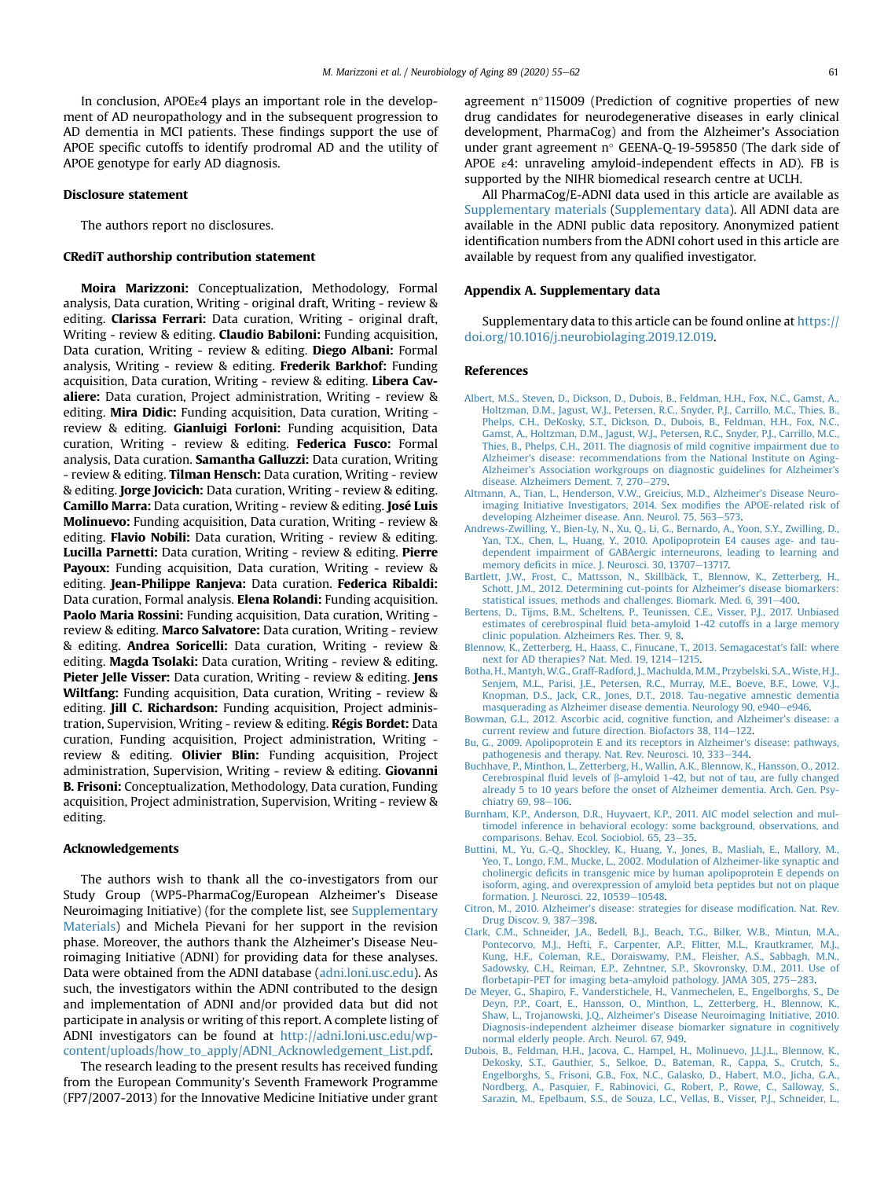In conclusion, APOEε4 plays an important role in the development of AD neuropathology and in the subsequent progression to AD dementia in MCI patients. These findings support the use of APOE specific cutoffs to identify prodromal AD and the utility of APOE genotype for early AD diagnosis.

## Disclosure statement

The authors report no disclosures.

## CRediT authorship contribution statement

**Moira Marizzoni:** Conceptualization, Methodology, Formal analysis, Data curation, Writing - original draft, Writing - review & editing. **Clarissa Ferrari:** Data curation, Writing - original draft, Writing - review & editing. **Claudio Babiloni:** Funding acquisition, Data curation, Writing - review & editing. **Diego Albani:** Formal analysis, Writing - review & editing. **Frederik Barkhof:** Funding acquisition, Data curation, Writing - review & editing. **Libera Cavaliere:** Data curation, Project administration, Writing - review & editing. **Mira Didic:** Funding acquisition, Data curation, Writing - review & editing. **Gianluigi Forloni:** Funding acquisition, Data curation, Writing - review & editing. **Federica Fusco:** Formal analysis, Data curation. **Samantha Galluzzi:** Data curation, Writing - review & editing. **Tilman Hensch:** Data curation, Writing - review & editing. **Jorge Jovicich:** Data curation, Writing - review & editing. **Camillo Marra:** Data curation, Writing - review & editing. **José Luis Molinuevo:** Funding acquisition, Data curation, Writing - review & editing. **Flavio Nobili:** Data curation, Writing - review & editing. **Lucilla Parnetti:** Data curation, Writing - review & editing. **Pierre Payoux:** Funding acquisition, Data curation, Writing - review & editing. **Jean-Philippe Ranjeva:** Data curation. **Federica Ribaldi:** Data curation, Formal analysis. **Elena Rolandi:** Funding acquisition. **Paolo Maria Rossini:** Funding acquisition, Data curation, Writing - review & editing. **Marco Salvatore:** Data curation, Writing - review & editing. **Andrea Soricelli:** Data curation, Writing - review & editing. **Magda Tsolaki:** Data curation, Writing - review & editing. **Pieter Jelle Visser:** Data curation, Writing - review & editing. **Jens Wiltfang:** Funding acquisition, Data curation, Writing - review & editing. **Jill C. Richardson:** Funding acquisition, Project administration, Supervision, Writing - review & editing. **Régis Bordet:** Data curation, Funding acquisition, Project administration, Writing - review & editing. **Olivier Blin:** Funding acquisition, Project administration, Supervision, Writing - review & editing. **Giovanni B. Frisoni:** Conceptualization, Methodology, Data curation, Funding acquisition, Project administration, Supervision, Writing - review & editing.

## Acknowledgements

The authors wish to thank all the co-investigators from our Study Group (WP5-PharmaCog/European Alzheimer's Disease Neuroimaging Initiative) (for the complete list, see Supplementary Materials) and Michela Pievani for her support in the revision phase. Moreover, the authors thank the Alzheimer's Disease Neuroimaging Initiative (ADNI) for providing data for these analyses. Data were obtained from the ADNI database (adni.loni.usc.edu). As such, the investigators within the ADNI contributed to the design and implementation of ADNI and/or provided data but did not participate in analysis or writing of this report. A complete listing of ADNI investigators can be found at http://adni.loni.usc.edu/wp-content/uploads/how_to_apply/ADNI_Acknowledgement_List.pdf.

The research leading to the present results has received funding from the European Community's Seventh Framework Programme (FP7/2007-2013) for the Innovative Medicine Initiative under grant agreement n°115009 (Prediction of cognitive properties of new drug candidates for neurodegenerative diseases in early clinical development, PharmaCog) and from the Alzheimer's Association under grant agreement n° GEENA-Q-19-595850 (The dark side of APOE ε4: unraveling amyloid-independent effects in AD). FB is supported by the NIHR biomedical research centre at UCLH.

All PharmaCog/E-ADNI data used in this article are available as Supplementary materials (Supplementary data). All ADNI data are available in the ADNI public data repository. Anonymized patient identification numbers from the ADNI cohort used in this article are available by request from any qualified investigator.

## Appendix A. Supplementary data

Supplementary data to this article can be found online at https://doi.org/10.1016/j.neurobiolaging.2019.12.019.

## References

Albert, M.S., Steven, D., Dickson, D., Dubois, B., Feldman, H.H., Fox, N.C., Gamst, A., Holtzman, D.M., Jagust, W.J., Petersen, R.C., Snyder, P.J., Carrillo, M.C., Thies, B., Phelps, C.H., DeKosky, S.T., Dickson, D., Dubois, B., Feldman, H.H., Fox, N.C., Gamst, A., Holtzman, D.M., Jagust, W.J., Petersen, R.C., Snyder, P.J., Carrillo, M.C., Thies, B., Phelps, C.H., 2011. The diagnosis of mild cognitive impairment due to Alzheimer's disease: recommendations from the National Institute on Aging-Alzheimer's Association workgroups on diagnostic guidelines for Alzheimer's disease. Alzheimers Dement. 7, 270–279.

Altmann, A., Tian, L., Henderson, V.W., Greicius, M.D., Alzheimer's Disease Neuroimaging Initiative Investigators, 2014. Sex modifies the APOE-related risk of developing Alzheimer disease. Ann. Neurol. 75, 563–573.

Andrews-Zwilling, Y., Bien-Ly, N., Xu, Q., Li, G., Bernardo, A., Yoon, S.Y., Zwilling, D., Yan, T.X., Chen, L., Huang, Y., 2010. Apolipoprotein E4 causes age- and tau-dependent impairment of GABAergic interneurons, leading to learning and memory deficits in mice. J. Neurosci. 30, 13707–13717.

Bartlett, J.W., Frost, C., Mattsson, N., Skillbäck, T., Blennow, K., Zetterberg, H., Schott, J.M., 2012. Determining cut-points for Alzheimer's disease biomarkers: statistical issues, methods and challenges. Biomark. Med. 6, 391–400.

Bertens, D., Tijms, B.M., Scheltens, P., Teunissen, C.E., Visser, P.J., 2017. Unbiased estimates of cerebrospinal fluid beta-amyloid 1-42 cutoffs in a large memory clinic population. Alzheimers Res. Ther. 9, 8.

Blennow, K., Zetterberg, H., Haass, C., Finucane, T., 2013. Semagacestat's fall: where next for AD therapies? Nat. Med. 19, 1214–1215.

Botha, H., Mantyh, W.G., Graff-Radford, J., Machulda, M.M., Przybelski, S.A., Wiste, H.J., Senjem, M.L., Parisi, J.E., Petersen, R.C., Murray, M.E., Boeve, B.F., Lowe, V.J., Knopman, D.S., Jack, C.R., Jones, D.T., 2018. Tau-negative amnestic dementia masquerading as Alzheimer disease dementia. Neurology 90, e940–e946.

Bowman, G.L., 2012. Ascorbic acid, cognitive function, and Alzheimer's disease: a current review and future direction. Biofactors 38, 114–122.

Bu, G., 2009. Apolipoprotein E and its receptors in Alzheimer's disease: pathways, pathogenesis and therapy. Nat. Rev. Neurosci. 10, 333–344.

Buchhave, P., Minthon, L., Zetterberg, H., Wallin, A.K., Blennow, K., Hansson, O., 2012. Cerebrospinal fluid levels of β-amyloid 1-42, but not of tau, are fully changed already 5 to 10 years before the onset of Alzheimer dementia. Arch. Gen. Psychiatry 69, 98–106.

Burnham, K.P., Anderson, D.R., Huyvaert, K.P., 2011. AIC model selection and multimodel inference in behavioral ecology: some background, observations, and comparisons. Behav. Ecol. Sociobiol. 65, 23–35.

Buttini, M., Yu, G.-Q., Shockley, K., Huang, Y., Jones, B., Masliah, E., Mallory, M., Yeo, T., Longo, F.M., Mucke, L., 2002. Modulation of Alzheimer-like synaptic and cholinergic deficits in transgenic mice by human apolipoprotein E depends on isoform, aging, and overexpression of amyloid beta peptides but not on plaque formation. J. Neurosci. 22, 10539–10548.

Citron, M., 2010. Alzheimer's disease: strategies for disease modification. Nat. Rev. Drug Discov. 9, 387–398.

Clark, C.M., Schneider, J.A., Bedell, B.J., Beach, T.G., Bilker, W.B., Mintun, M.A., Pontecorvo, M.J., Hefti, F., Carpenter, A.P., Flitter, M.L., Krautkramer, M.J., Kung, H.F., Coleman, R.E., Doraiswamy, P.M., Fleisher, A.S., Sabbagh, M.N., Sadowsky, C.H., Reiman, E.P., Zehntner, S.P., Skovronsky, D.M., 2011. Use of florbetapir-PET for imaging beta-amyloid pathology. JAMA 305, 275–283.

De Meyer, G., Shapiro, F., Vanderstichele, H., Vanmechelen, E., Engelborghs, S., De Deyn, P.P., Coart, E., Hansson, O., Minthon, L., Zetterberg, H., Blennow, K., Shaw, L., Trojanowski, J.Q., Alzheimer's Disease Neuroimaging Initiative, 2010. Diagnosis-independent alzheimer disease biomarker signature in cognitively normal elderly people. Arch. Neurol. 67, 949.

Dubois, B., Feldman, H.H., Jacova, C., Hampel, H., Molinuevo, J.L.J.L., Blennow, K., Dekosky, S.T., Gauthier, S., Selkoe, D., Bateman, R., Cappa, S., Crutch, S., Engelborghs, S., Frisoni, G.B., Fox, N.C., Galasko, D., Habert, M.O., Jicha, G.A., Nordberg, A., Pasquier, F., Rabinovici, G., Robert, P., Rowe, C., Salloway, S., Sarazin, M., Epelbaum, S.S., de Souza, L.C., Vellas, B., Visser, P.J., Schneider, L.,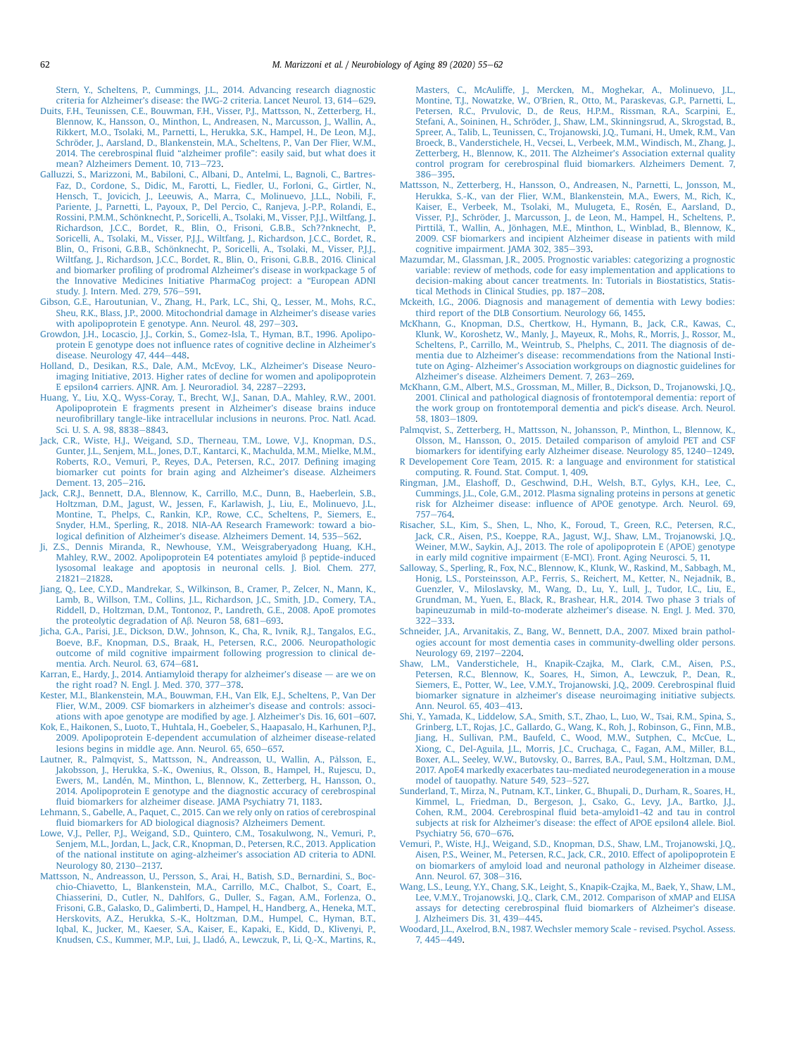Stern, Y., Scheltens, P., Cummings, J.L., 2014. Advancing research diagnostic criteria for Alzheimer's disease: the IWG-2 criteria. Lancet Neurol. 13, 614–629.

Duits, F.H., Teunissen, C.E., Bouwman, F.H., Visser, P.J., Mattsson, N., Zetterberg, H., Blennow, K., Hansson, O., Minthon, L., Andreasen, N., Marcusson, J., Wallin, A., Rikkert, M.O., Tsolaki, M., Parnetti, L., Herukka, S.K., Hampel, H., De Leon, M.J., Schröder, J., Aarsland, D., Blankenstein, M.A., Scheltens, P., Van Der Flier, W.M., 2014. The cerebrospinal fluid "alzheimer profile": easily said, but what does it mean? Alzheimers Dement. 10, 713–723.

Galluzzi, S., Marizzoni, M., Babiloni, C., Albani, D., Antelmi, L., Bagnoli, C., Bartres-Faz, D., Cordone, S., Didic, M., Farotti, L., Fiedler, U., Forloni, G., Girtler, N., Hensch, T., Jovicich, J., Leeuwis, A., Marra, C., Molinuevo, J.L.L., Nobili, F., Pariente, J., Parnetti, L., Payoux, P., Del Percio, C., Ranjeva, J.-P.P., Rolandi, E., Rossini, P.M.M., Schönknecht, P., Soricelli, A., Tsolaki, M., Visser, P.J.J., Wiltfang, J., Richardson, J.C.C., Bordet, R., Blin, O., Frisoni, G.B.B., Sch??nknecht, P., Soricelli, A., Tsolaki, M., Visser, P.J.J., Wiltfang, J., Richardson, J.C.C., Bordet, R., Blin, O., Frisoni, G.B.B., Schönknecht, P., Soricelli, A., Tsolaki, M., Visser, P.J.J., Wiltfang, J., Richardson, J.C.C., Bordet, R., Blin, O., Frisoni, G.B.B., 2016. Clinical and biomarker profiling of prodromal Alzheimer's disease in workpackage 5 of the Innovative Medicines Initiative PharmaCog project: a "European ADNI study. J. Intern. Med. 279, 576–591.

Gibson, G.E., Haroutunian, V., Zhang, H., Park, L.C., Shi, Q., Lesser, M., Mohs, R.C., Sheu, R.K., Blass, J.P., 2000. Mitochondrial damage in Alzheimer's disease varies with apolipoprotein E genotype. Ann. Neurol. 48, 297–303.

Growdon, J.H., Locascio, J.J., Corkin, S., Gomez-Isla, T., Hyman, B.T., 1996. Apolipoprotein E genotype does not influence rates of cognitive decline in Alzheimer's disease. Neurology 47, 444–448.

Holland, D., Desikan, R.S., Dale, A.M., McEvoy, L.K., Alzheimer's Disease Neuroimaging Initiative, 2013. Higher rates of decline for women and apolipoprotein E epsilon4 carriers. AJNR. Am. J. Neuroradiol. 34, 2287–2293.

Huang, Y., Liu, X.Q., Wyss-Coray, T., Brecht, W.J., Sanan, D.A., Mahley, R.W., 2001. Apolipoprotein E fragments present in Alzheimer's disease brains induce neurofibrillary tangle-like intracellular inclusions in neurons. Proc. Natl. Acad. Sci. U. S. A. 98, 8838–8843.

Jack, C.R., Wiste, H.J., Weigand, S.D., Therneau, T.M., Lowe, V.J., Knopman, D.S., Gunter, J.L., Senjem, M.L., Jones, D.T., Kantarci, K., Machulda, M.M., Mielke, M.M., Roberts, R.O., Vemuri, P., Reyes, D.A., Petersen, R.C., 2017. Defining imaging biomarker cut points for brain aging and Alzheimer's disease. Alzheimers Dement. 13, 205–216.

Jack, C.R.J., Bennett, D.A., Blennow, K., Carrillo, M.C., Dunn, B., Haeberlein, S.B., Holtzman, D.M., Jagust, W., Jessen, F., Karlawish, J., Liu, E., Molinuevo, J.L., Montine, T., Phelps, C., Rankin, K.P., Rowe, C.C., Scheltens, P., Siemers, E., Snyder, H.M., Sperling, R., 2018. NIA-AA Research Framework: toward a biological definition of Alzheimer's disease. Alzheimers Dement. 14, 535–562.

Ji, Z.S., Dennis Miranda, R., Newhouse, Y.M., Weisgraberyadong Huang, K.H., Mahley, R.W., 2002. Apolipoprotein E4 potentiates amyloid β peptide-induced lysosomal leakage and apoptosis in neuronal cells. J. Biol. Chem. 277, 21821–21828.

Jiang, Q., Lee, C.Y.D., Mandrekar, S., Wilkinson, B., Cramer, P., Zelcer, N., Mann, K., Lamb, B., Willson, T.M., Collins, J.L., Richardson, J.C., Smith, J.D., Comery, T.A., Riddell, D., Holtzman, D.M., Tontonoz, P., Landreth, G.E., 2008. ApoE promotes the proteolytic degradation of Aβ. Neuron 58, 681–693.

Jicha, G.A., Parisi, J.E., Dickson, D.W., Johnson, K., Cha, R., Ivnik, R.J., Tangalos, E.G., Boeve, B.F., Knopman, D.S., Braak, H., Petersen, R.C., 2006. Neuropathologic outcome of mild cognitive impairment following progression to clinical dementia. Arch. Neurol. 63, 674–681.

Karran, E., Hardy, J., 2014. Antiamyloid therapy for alzheimer's disease — are we on the right road? N. Engl. J. Med. 370, 377–378.

Kester, M.I., Blankenstein, M.A., Bouwman, F.H., Van Elk, E.J., Scheltens, P., Van Der Flier, W.M., 2009. CSF biomarkers in alzheimer's disease and controls: associations with apoe genotype are modified by age. J. Alzheimer's Dis. 16, 601–607.

Kok, E., Haikonen, S., Luoto, T., Huhtala, H., Goebeler, S., Haapasalo, H., Karhunen, P.J., 2009. Apolipoprotein E-dependent accumulation of alzheimer disease-related lesions begins in middle age. Ann. Neurol. 65, 650–657.

Lautner, R., Palmqvist, S., Mattsson, N., Andreasson, U., Wallin, A., Pålsson, E., Jakobsson, J., Herukka, S.-K., Owenius, R., Olsson, B., Hampel, H., Rujescu, D., Ewers, M., Landén, M., Minthon, L., Blennow, K., Zetterberg, H., Hansson, O., 2014. Apolipoprotein E genotype and the diagnostic accuracy of cerebrospinal fluid biomarkers for alzheimer disease. JAMA Psychiatry 71, 1183.

Lehmann, S., Gabelle, A., Paquet, C., 2015. Can we rely only on ratios of cerebrospinal fluid biomarkers for AD biological diagnosis? Alzheimers Dement.

Lowe, V.J., Peller, P.J., Weigand, S.D., Quintero, C.M., Tosakulwong, N., Vemuri, P., Senjem, M.L., Jordan, L., Jack, C.R., Knopman, D., Petersen, R.C., 2013. Application of the national institute on aging-alzheimer's association AD criteria to ADNI. Neurology 80, 2130–2137.

Mattsson, N., Andreasson, U., Persson, S., Arai, H., Batish, S.D., Bernardini, S., Bocchio-Chiavetto, L., Blankenstein, M.A., Carrillo, M.C., Chalbot, S., Coart, E., Chiasserini, D., Cutler, N., Dahlfors, G., Duller, S., Fagan, A.M., Forlenza, O., Frisoni, G.B., Galasko, D., Galimberti, D., Hampel, H., Handberg, A., Heneka, M.T., Herskovits, A.Z., Herukka, S.-K., Holtzman, D.M., Humpel, C., Hyman, B.T., Iqbal, K., Jucker, M., Kaeser, S.A., Kaiser, E., Kapaki, E., Kidd, D., Klivenyi, P., Knudsen, C.S., Kummer, M.P., Lui, J., Lladó, A., Lewczuk, P., Li, Q.-X., Martins, R., Masters, C., McAuliffe, J., Mercken, M., Moghekar, A., Molinuevo, J.L., Montine, T.J., Nowatzke, W., O'Brien, R., Otto, M., Paraskevas, G.P., Parnetti, L., Petersen, R.C., Prvulovic, D., de Reus, H.P.M., Rissman, R.A., Scarpini, E., Stefani, A., Soininen, H., Schröder, J., Shaw, L.M., Skinningsrud, A., Skrogstad, B., Spreer, A., Talib, L., Teunissen, C., Trojanowski, J.Q., Tumani, H., Umek, R.M., Van Broeck, B., Vanderstichele, H., Vecsei, L., Verbeek, M.M., Windisch, M., Zhang, J., Zetterberg, H., Blennow, K., 2011. The Alzheimer's Association external quality control program for cerebrospinal fluid biomarkers. Alzheimers Dement. 7, 386–395.

Mattsson, N., Zetterberg, H., Hansson, O., Andreasen, N., Parnetti, L., Jonsson, M., Herukka, S.-K., van der Flier, W.M., Blankenstein, M.A., Ewers, M., Rich, K., Kaiser, E., Verbeek, M., Tsolaki, M., Mulugeta, E., Rosén, E., Aarsland, D., Visser, P.J., Schröder, J., Marcusson, J., de Leon, M., Hampel, H., Scheltens, P., Pirttilä, T., Wallin, A., Jönhagen, M.E., Minthon, L., Winblad, B., Blennow, K., 2009. CSF biomarkers and incipient Alzheimer disease in patients with mild cognitive impairment. JAMA 302, 385–393.

Mazumdar, M., Glassman, J.R., 2005. Prognostic variables: categorizing a prognostic variable: review of methods, code for easy implementation and applications to decision-making about cancer treatments. In: Tutorials in Biostatistics, Statistical Methods in Clinical Studies, pp. 187–208.

Mckeith, I.G., 2006. Diagnosis and management of dementia with Lewy bodies: third report of the DLB Consortium. Neurology 66, 1455.

McKhann, G., Knopman, D.S., Chertkow, H., Hymann, B., Jack, C.R., Kawas, C., Klunk, W., Koroshetz, W., Manly, J., Mayeux, R., Mohs, R., Morris, J., Rossor, M., Scheltens, P., Carrillo, M., Weintrub, S., Phelphs, C., 2011. The diagnosis of dementia due to Alzheimer's disease: recommendations from the National Institute on Aging- Alzheimer's Association workgroups on diagnostic guidelines for Alzheimer's disease. Alzheimers Dement. 7, 263–269.

McKhann, G.M., Albert, M.S., Grossman, M., Miller, B., Dickson, D., Trojanowski, J.Q., 2001. Clinical and pathological diagnosis of frontotemporal dementia: report of the work group on frontotemporal dementia and pick's disease. Arch. Neurol. 58, 1803–1809.

Palmqvist, S., Zetterberg, H., Mattsson, N., Johansson, P., Minthon, L., Blennow, K., Olsson, M., Hansson, O., 2015. Detailed comparison of amyloid PET and CSF biomarkers for identifying early Alzheimer disease. Neurology 85, 1240–1249.

R Developement Core Team, 2015. R: a language and environment for statistical computing. R. Found. Stat. Comput. 1, 409.

Ringman, J.M., Elashoff, D., Geschwind, D.H., Welsh, B.T., Gylys, K.H., Lee, C., Cummings, J.L., Cole, G.M., 2012. Plasma signaling proteins in persons at genetic risk for Alzheimer disease: influence of APOE genotype. Arch. Neurol. 69, 757–764.

Risacher, S.L., Kim, S., Shen, L., Nho, K., Foroud, T., Green, R.C., Petersen, R.C., Jack, C.R., Aisen, P.S., Koeppe, R.A., Jagust, W.J., Shaw, L.M., Trojanowski, J.Q., Weiner, M.W., Saykin, A.J., 2013. The role of apolipoprotein E (APOE) genotype in early mild cognitive impairment (E-MCI). Front. Aging Neurosci. 5, 11.

Salloway, S., Sperling, R., Fox, N.C., Blennow, K., Klunk, W., Raskind, M., Sabbagh, M., Honig, L.S., Porsteinsson, A.P., Ferris, S., Reichert, M., Ketter, N., Nejadnik, B., Guenzler, V., Miloslavsky, M., Wang, D., Lu, Y., Lull, J., Tudor, I.C., Liu, E., Grundman, M., Yuen, E., Black, R., Brashear, H.R., 2014. Two phase 3 trials of bapineuzumab in mild-to-moderate alzheimer's disease. N. Engl. J. Med. 370, 322–333.

Schneider, J.A., Arvanitakis, Z., Bang, W., Bennett, D.A., 2007. Mixed brain pathologies account for most dementia cases in community-dwelling older persons. Neurology 69, 2197–2204.

Shaw, L.M., Vanderstichele, H., Knapik-Czajka, M., Clark, C.M., Aisen, P.S., Petersen, R.C., Blennow, K., Soares, H., Simon, A., Lewczuk, P., Dean, R., Siemers, E., Potter, W., Lee, V.M.Y., Trojanowski, J.Q., 2009. Cerebrospinal fluid biomarker signature in alzheimer's disease neuroimaging initiative subjects. Ann. Neurol. 65, 403–413.

Shi, Y., Yamada, K., Liddelow, S.A., Smith, S.T., Zhao, L., Luo, W., Tsai, R.M., Spina, S., Grinberg, L.T., Rojas, J.C., Gallardo, G., Wang, K., Roh, J., Robinson, G., Finn, M.B., Jiang, H., Sullivan, P.M., Baufeld, C., Wood, M.W., Sutphen, C., McCue, L., Xiong, C., Del-Aguila, J.L., Morris, J.C., Cruchaga, C., Fagan, A.M., Miller, B.L., Boxer, A.L., Seeley, W.W., Butovsky, O., Barres, B.A., Paul, S.M., Holtzman, D.M., 2017. ApoE4 markedly exacerbates tau-mediated neurodegeneration in a mouse model of tauopathy. Nature 549, 523–527.

Sunderland, T., Mirza, N., Putnam, K.T., Linker, G., Bhupali, D., Durham, R., Soares, H., Kimmel, L., Friedman, D., Bergeson, J., Csako, G., Levy, J.A., Bartko, J.J., Cohen, R.M., 2004. Cerebrospinal fluid beta-amyloid1-42 and tau in control subjects at risk for Alzheimer's disease: the effect of APOE epsilon4 allele. Biol. Psychiatry 56, 670–676.

Vemuri, P., Wiste, H.J., Weigand, S.D., Knopman, D.S., Shaw, L.M., Trojanowski, J.Q., Aisen, P.S., Weiner, M., Petersen, R.C., Jack, C.R., 2010. Effect of apolipoprotein E on biomarkers of amyloid load and neuronal pathology in Alzheimer disease. Ann. Neurol. 67, 308–316.

Wang, L.S., Leung, Y.Y., Chang, S.K., Leight, S., Knapik-Czajka, M., Baek, Y., Shaw, L.M., Lee, V.M.Y., Trojanowski, J.Q., Clark, C.M., 2012. Comparison of xMAP and ELISA assays for detecting cerebrospinal fluid biomarkers of Alzheimer's disease. J. Alzheimers Dis. 31, 439–445.

Woodard, J.L., Axelrod, B.N., 1987. Wechsler memory Scale - revised. Psychol. Assess. 7, 445–449.